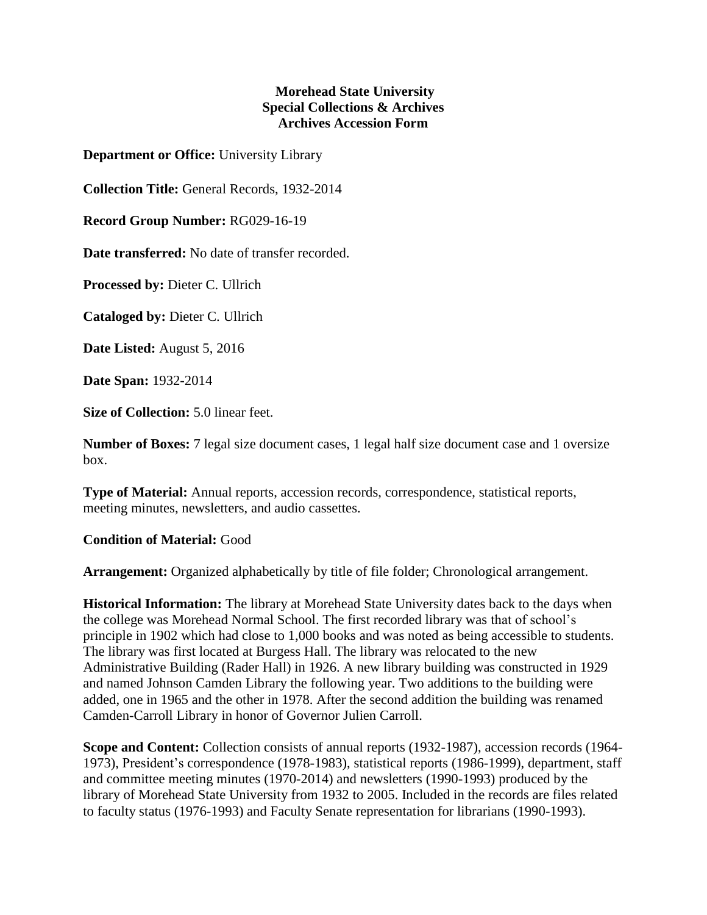**Morehead State University**
**Special Collections & Archives**
**Archives Accession Form**

**Department or Office:** University Library

**Collection Title:** General Records, 1932-2014

**Record Group Number:** RG029-16-19

**Date transferred:** No date of transfer recorded.

**Processed by:** Dieter C. Ullrich

**Cataloged by:** Dieter C. Ullrich

**Date Listed:** August 5, 2016

**Date Span:** 1932-2014

**Size of Collection:** 5.0 linear feet.

**Number of Boxes:** 7 legal size document cases, 1 legal half size document case and 1 oversize box.

**Type of Material:** Annual reports, accession records, correspondence, statistical reports, meeting minutes, newsletters, and audio cassettes.

**Condition of Material:** Good

**Arrangement:** Organized alphabetically by title of file folder; Chronological arrangement.

**Historical Information:** The library at Morehead State University dates back to the days when the college was Morehead Normal School. The first recorded library was that of school's principle in 1902 which had close to 1,000 books and was noted as being accessible to students. The library was first located at Burgess Hall. The library was relocated to the new Administrative Building (Rader Hall) in 1926. A new library building was constructed in 1929 and named Johnson Camden Library the following year. Two additions to the building were added, one in 1965 and the other in 1978. After the second addition the building was renamed Camden-Carroll Library in honor of Governor Julien Carroll.

**Scope and Content:** Collection consists of annual reports (1932-1987), accession records (1964-1973), President's correspondence (1978-1983), statistical reports (1986-1999), department, staff and committee meeting minutes (1970-2014) and newsletters (1990-1993) produced by the library of Morehead State University from 1932 to 2005. Included in the records are files related to faculty status (1976-1993) and Faculty Senate representation for librarians (1990-1993).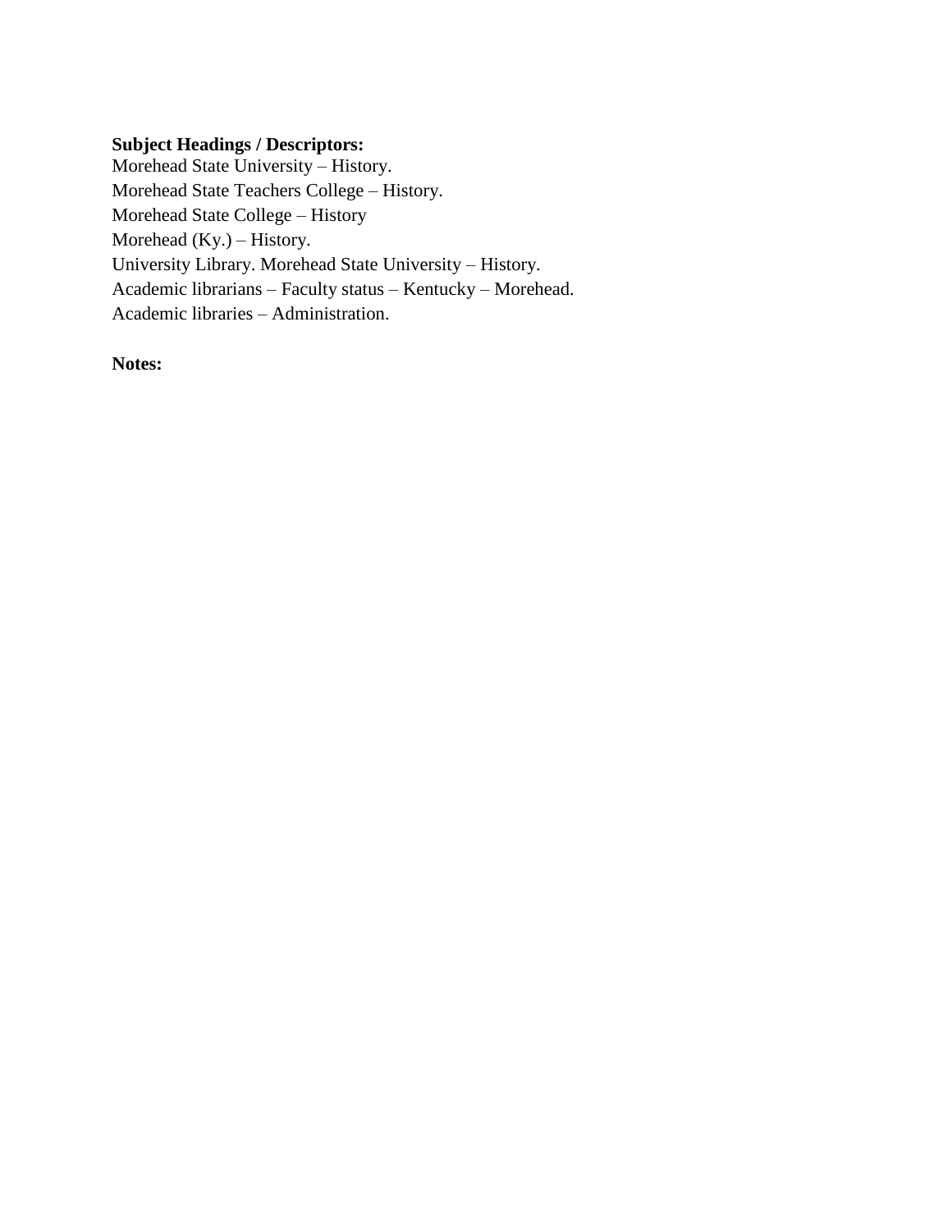**Subject Headings / Descriptors:**
Morehead State University – History.
Morehead State Teachers College – History.
Morehead State College – History
Morehead (Ky.) – History.
University Library. Morehead State University – History.
Academic librarians – Faculty status – Kentucky – Morehead.
Academic libraries – Administration.

**Notes:**